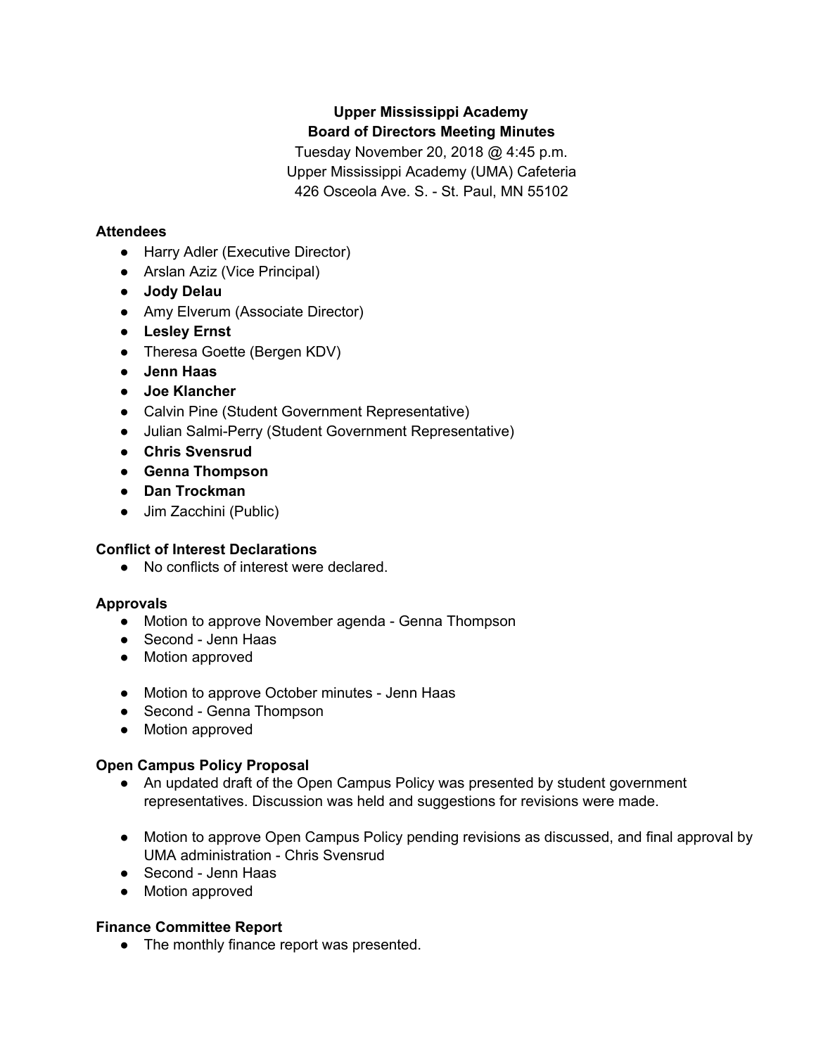# Upper Mississippi Academy
# Board of Directors Meeting Minutes

Tuesday November 20, 2018 @ 4:45 p.m.
Upper Mississippi Academy (UMA) Cafeteria
426 Osceola Ave. S. - St. Paul, MN 55102

**Attendees**

- Harry Adler (Executive Director)
- Arslan Aziz (Vice Principal)
- **Jody Delau**
- Amy Elverum (Associate Director)
- **Lesley Ernst**
- Theresa Goette (Bergen KDV)
- **Jenn Haas**
- **Joe Klancher**
- Calvin Pine (Student Government Representative)
- Julian Salmi-Perry (Student Government Representative)
- **Chris Svensrud**
- **Genna Thompson**
- **Dan Trockman**
- Jim Zacchini (Public)

**Conflict of Interest Declarations**

- No conflicts of interest were declared.

**Approvals**

- Motion to approve November agenda - Genna Thompson
- Second - Jenn Haas
- Motion approved

- Motion to approve October minutes - Jenn Haas
- Second - Genna Thompson
- Motion approved

**Open Campus Policy Proposal**

- An updated draft of the Open Campus Policy was presented by student government representatives. Discussion was held and suggestions for revisions were made.

- Motion to approve Open Campus Policy pending revisions as discussed, and final approval by UMA administration - Chris Svensrud
- Second - Jenn Haas
- Motion approved

**Finance Committee Report**

- The monthly finance report was presented.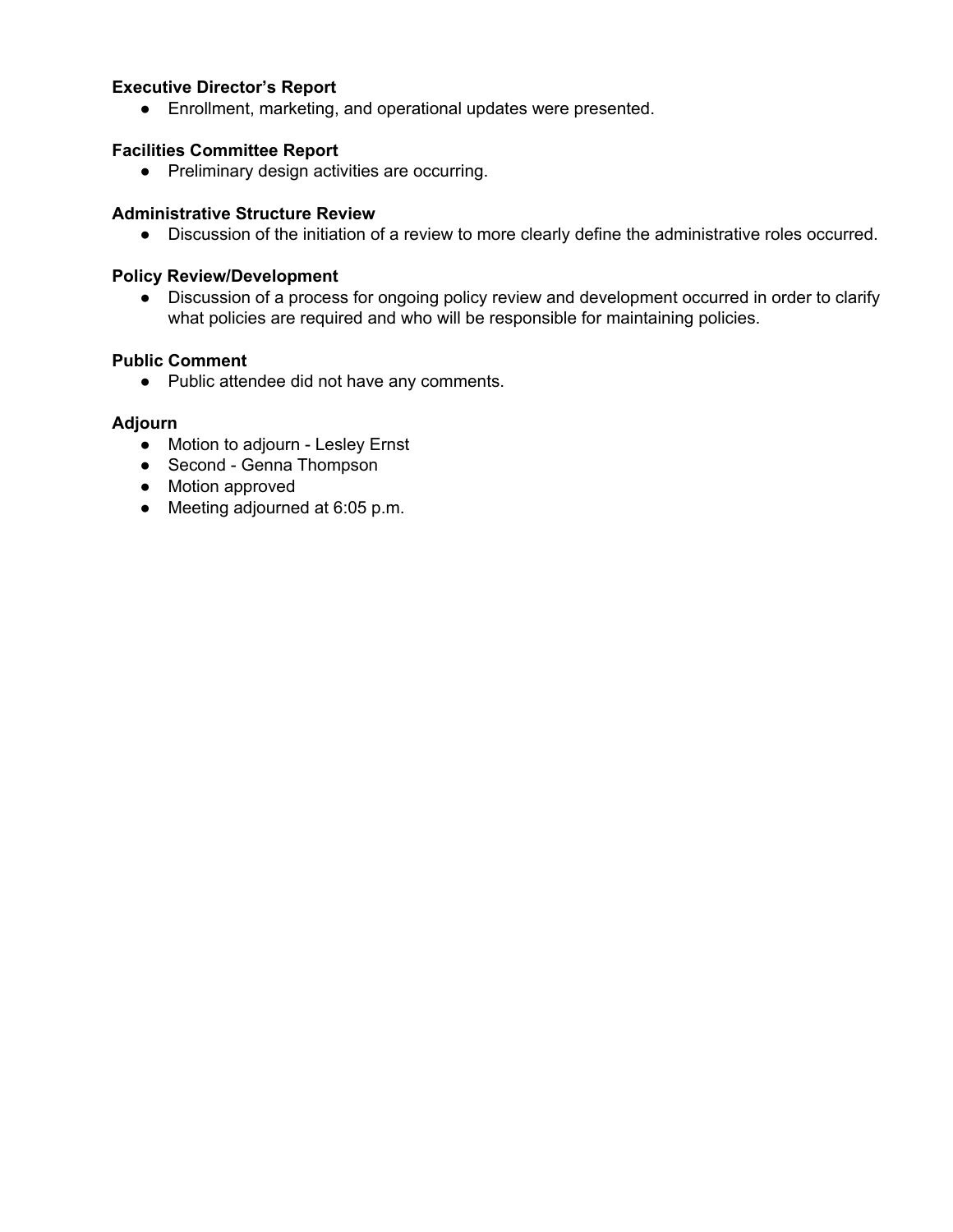**Executive Director's Report**

- Enrollment, marketing, and operational updates were presented.

**Facilities Committee Report**

- Preliminary design activities are occurring.

**Administrative Structure Review**

- Discussion of the initiation of a review to more clearly define the administrative roles occurred.

**Policy Review/Development**

- Discussion of a process for ongoing policy review and development occurred in order to clarify what policies are required and who will be responsible for maintaining policies.

**Public Comment**

- Public attendee did not have any comments.

**Adjourn**

- Motion to adjourn - Lesley Ernst
- Second - Genna Thompson
- Motion approved
- Meeting adjourned at 6:05 p.m.